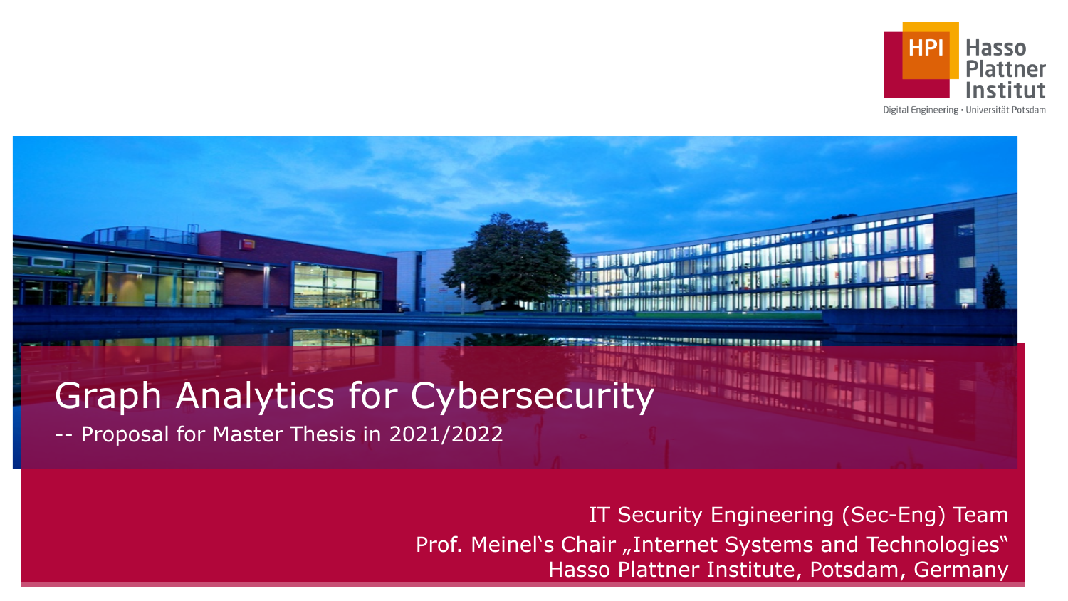# Graph Analytics for Cybersecurity

-- Proposal for Master Thesis in 2021/2022

IT Security Engineering (Sec-Eng) Team

Prof. Meinel's Chair „Internet Systems and Technologies"

Hasso Plattner Institute, Potsdam, Germany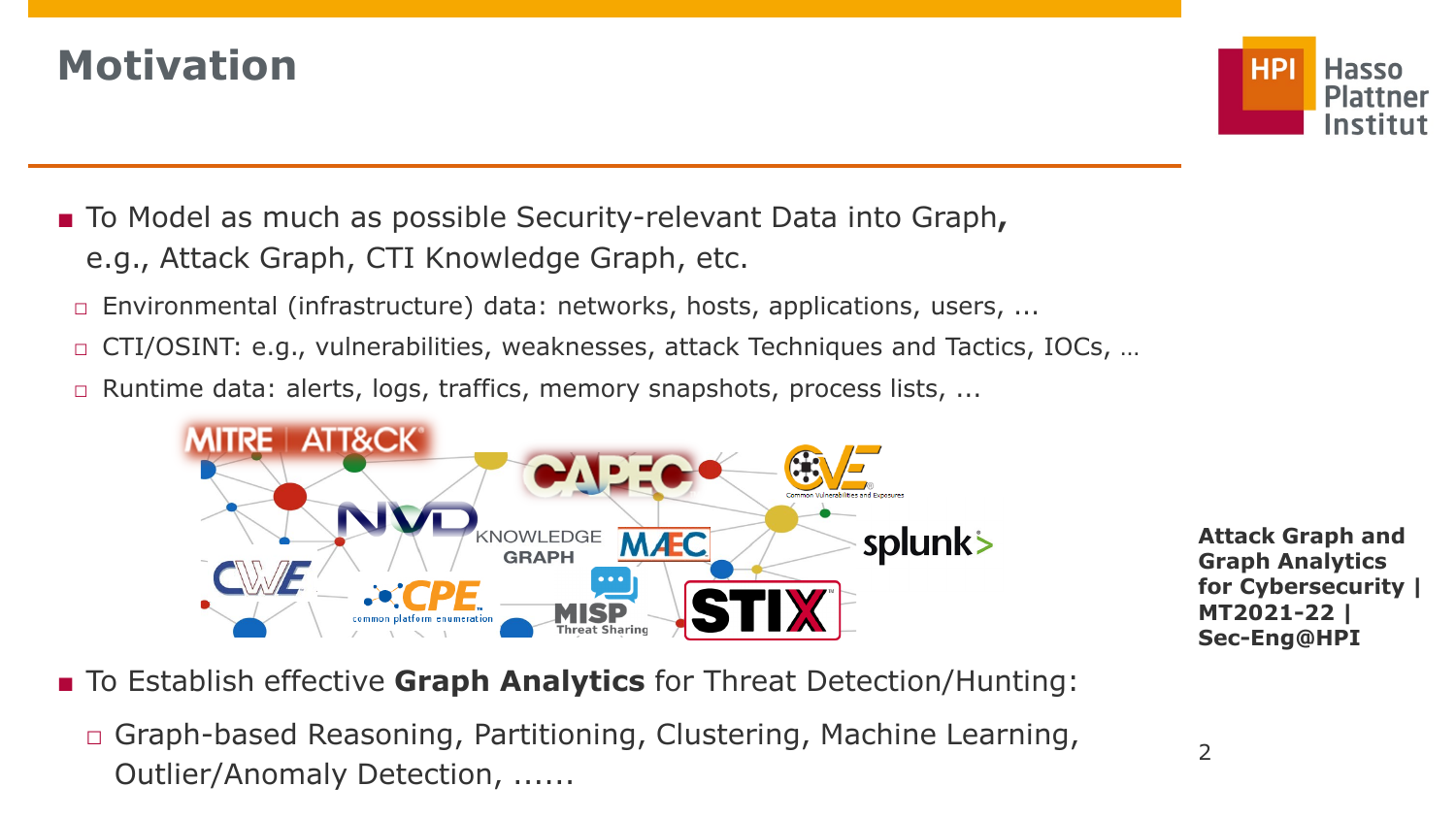# Motivation

- To Model as much as possible Security-relevant Data into Graph, e.g., Attack Graph, CTI Knowledge Graph, etc.
  - Environmental (infrastructure) data: networks, hosts, applications, users, ...
  - CTI/OSINT: e.g., vulnerabilities, weaknesses, attack Techniques and Tactics, IOCs, …
  - Runtime data: alerts, logs, traffics, memory snapshots, process lists, ...

- To Establish effective **Graph Analytics** for Threat Detection/Hunting:
  - Graph-based Reasoning, Partitioning, Clustering, Machine Learning, Outlier/Anomaly Detection, ......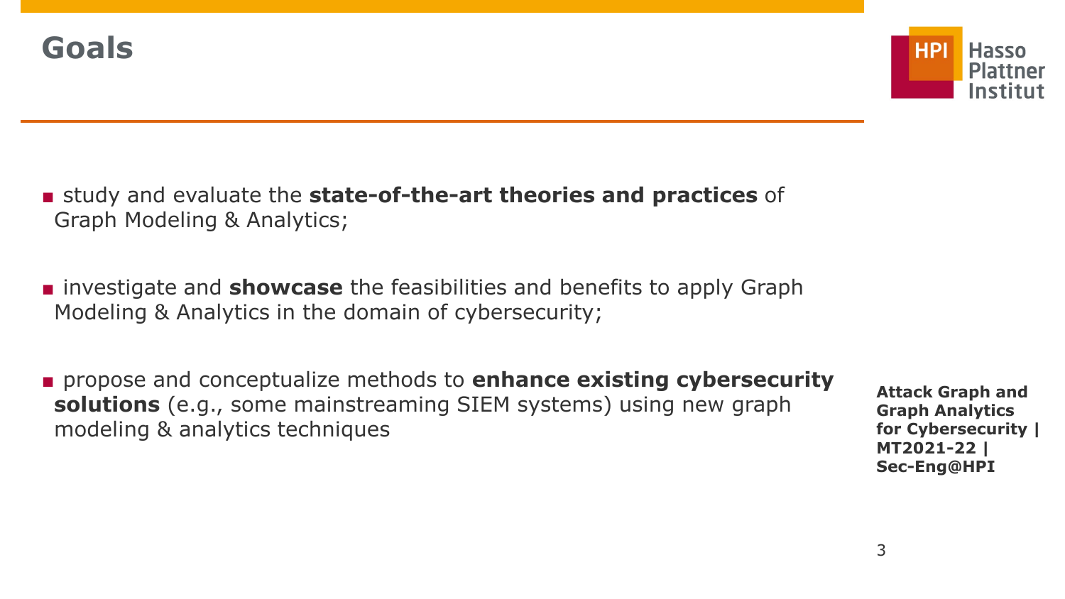# Goals

- study and evaluate the **state-of-the-art theories and practices** of Graph Modeling & Analytics;

- investigate and **showcase** the feasibilities and benefits to apply Graph Modeling & Analytics in the domain of cybersecurity;

- propose and conceptualize methods to **enhance existing cybersecurity solutions** (e.g., some mainstreaming SIEM systems) using new graph modeling & analytics techniques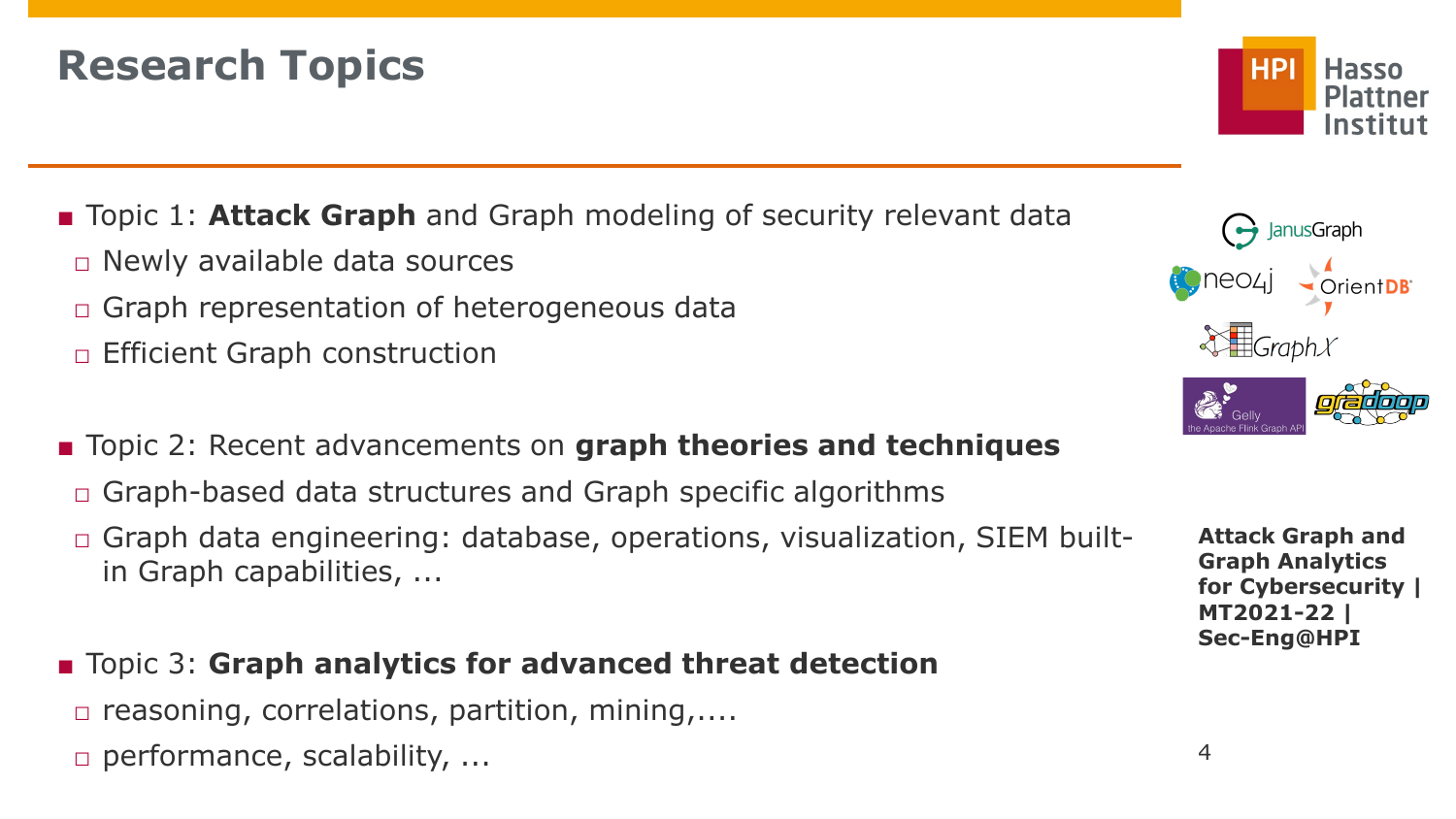# Research Topics

- Topic 1: **Attack Graph** and Graph modeling of security relevant data
  - Newly available data sources
  - Graph representation of heterogeneous data
  - Efficient Graph construction

- Topic 2: Recent advancements on **graph theories and techniques**
  - Graph-based data structures and Graph specific algorithms
  - Graph data engineering: database, operations, visualization, SIEM built-in Graph capabilities, ...

- Topic 3: **Graph analytics for advanced threat detection**
  - reasoning, correlations, partition, mining,....
  - performance, scalability, ...

JanusGraph, neo4j, OrientDB, GraphX, Gelly (the Apache Flink Graph API), gradoop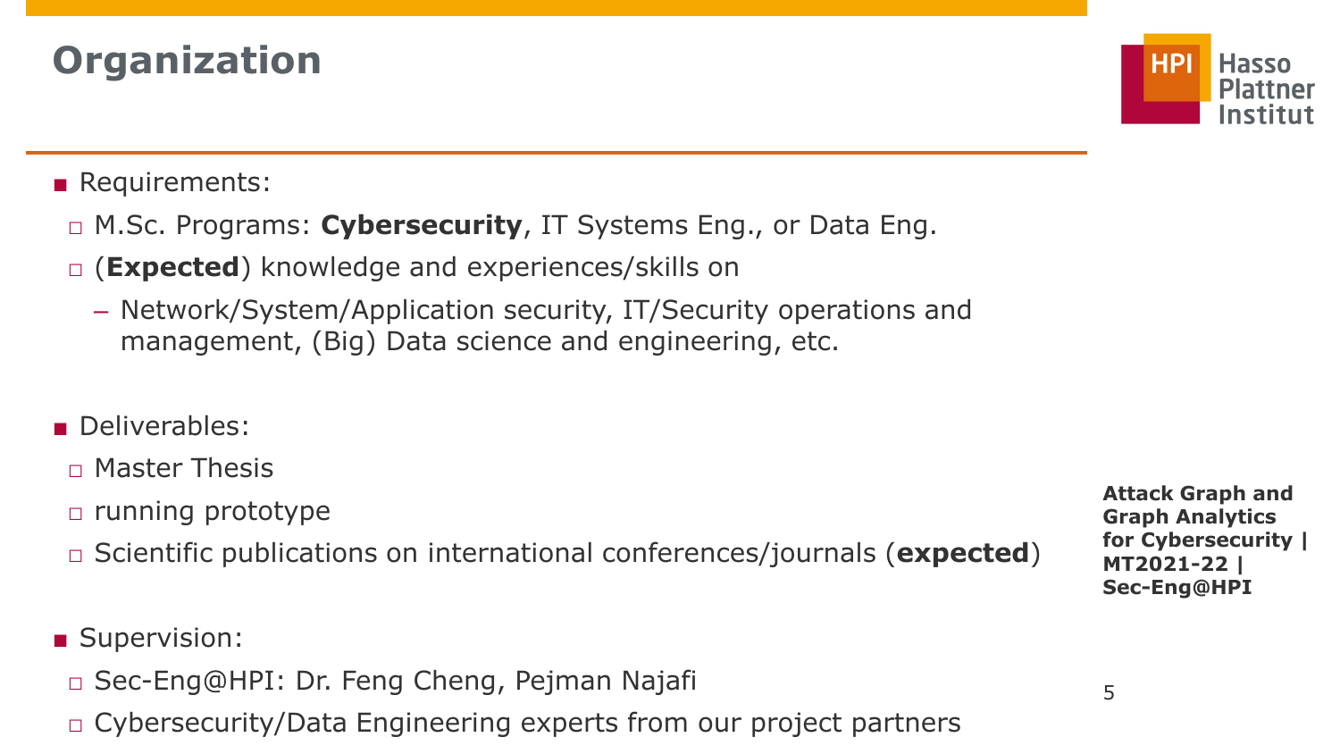# Organization

- Requirements:
  - M.Sc. Programs: **Cybersecurity**, IT Systems Eng., or Data Eng.
  - (**Expected**) knowledge and experiences/skills on
    - Network/System/Application security, IT/Security operations and management, (Big) Data science and engineering, etc.

- Deliverables:
  - Master Thesis
  - running prototype
  - Scientific publications on international conferences/journals (**expected**)

- Supervision:
  - Sec-Eng@HPI: Dr. Feng Cheng, Pejman Najafi
  - Cybersecurity/Data Engineering experts from our project partners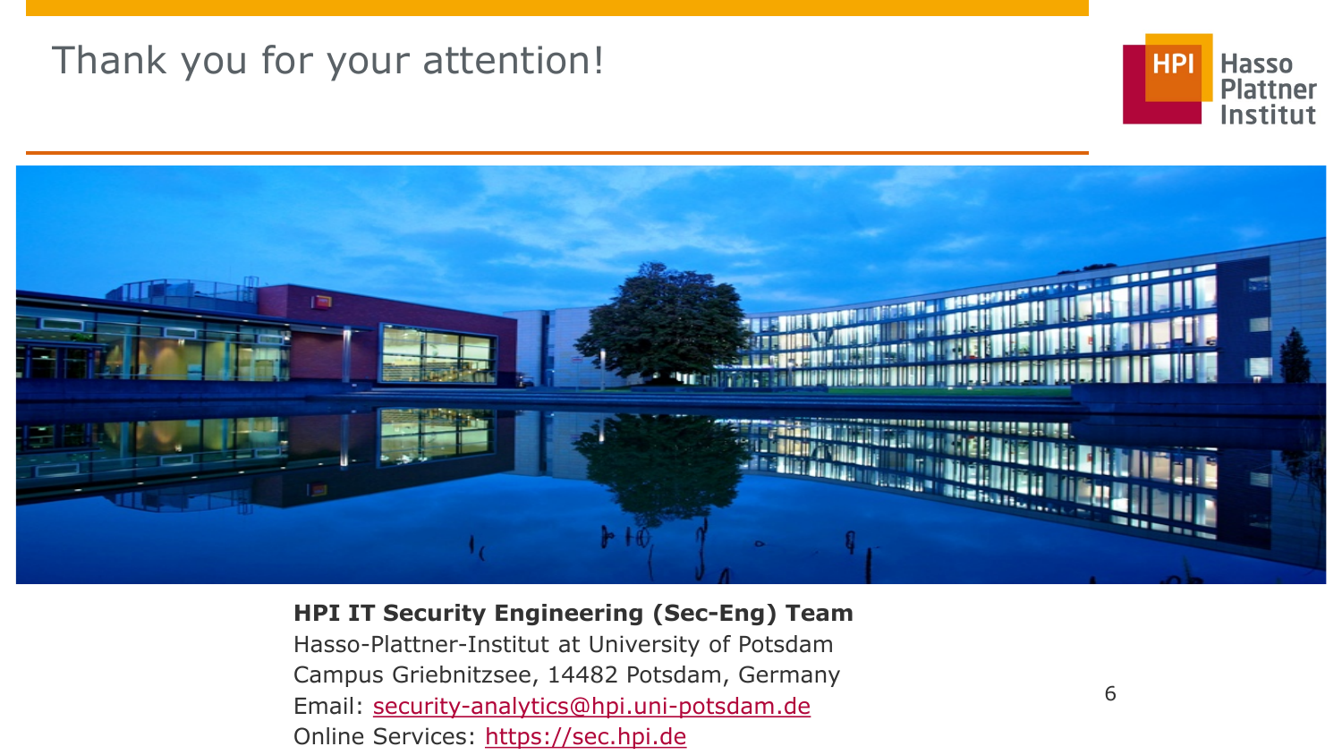# Thank you for your attention!

**HPI IT Security Engineering (Sec-Eng) Team**
Hasso-Plattner-Institut at University of Potsdam
Campus Griebnitzsee, 14482 Potsdam, Germany
Email: security-analytics@hpi.uni-potsdam.de
Online Services: https://sec.hpi.de